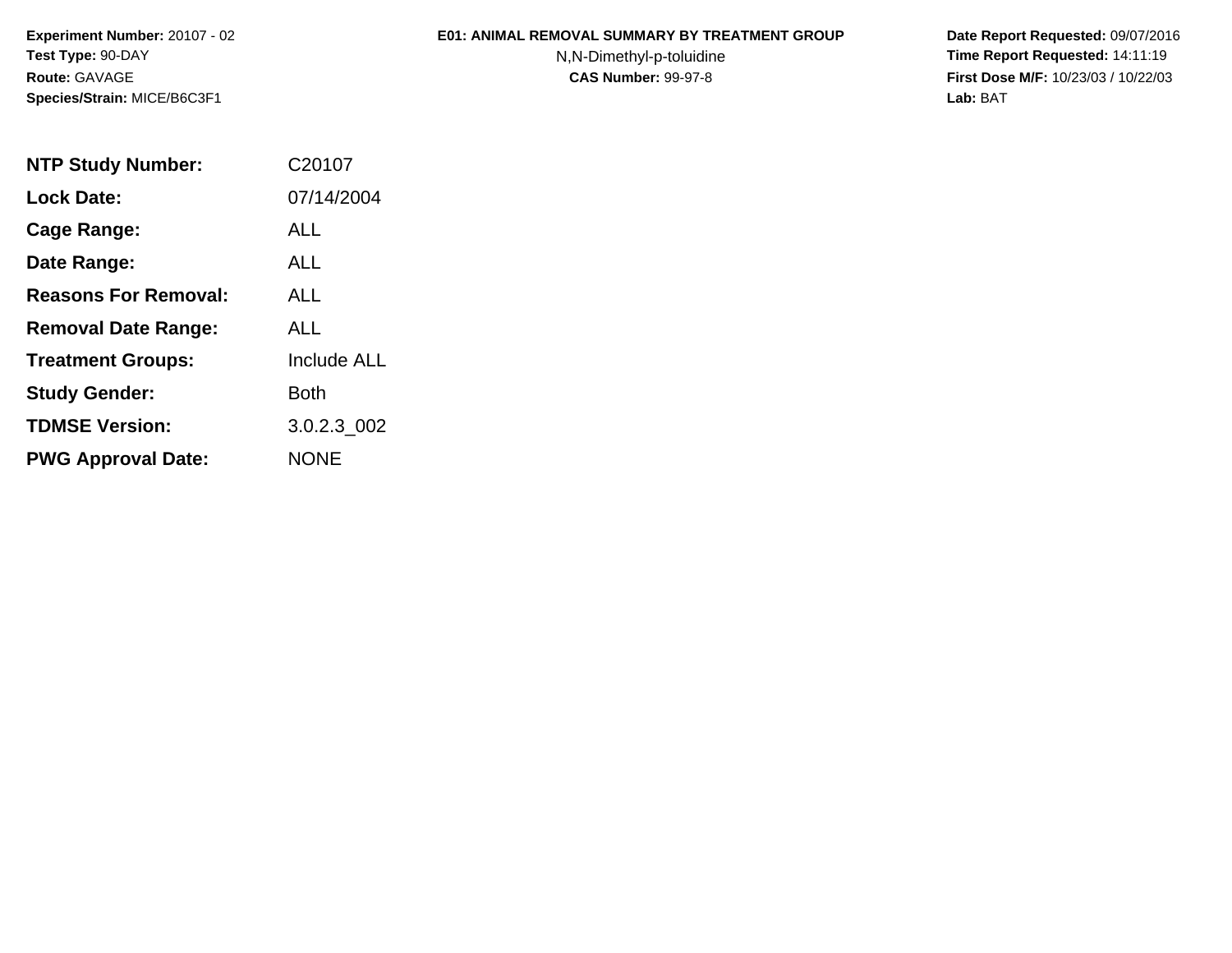**Experiment Number:** 20107 - 02
**Test Type:** 90-DAY
**Route:** GAVAGE
**Species/Strain:** MICE/B6C3F1

# E01: ANIMAL REMOVAL SUMMARY BY TREATMENT GROUP

N,N-Dimethyl-p-toluidine
**CAS Number:** 99-97-8

**Date Report Requested:** 09/07/2016
**Time Report Requested:** 14:11:19
**First Dose M/F:** 10/23/03 / 10/22/03
**Lab:** BAT

| | |
|---|---|
| **NTP Study Number:** | C20107 |
| **Lock Date:** | 07/14/2004 |
| **Cage Range:** | ALL |
| **Date Range:** | ALL |
| **Reasons For Removal:** | ALL |
| **Removal Date Range:** | ALL |
| **Treatment Groups:** | Include ALL |
| **Study Gender:** | Both |
| **TDMSE Version:** | 3.0.2.3_002 |
| **PWG Approval Date:** | NONE |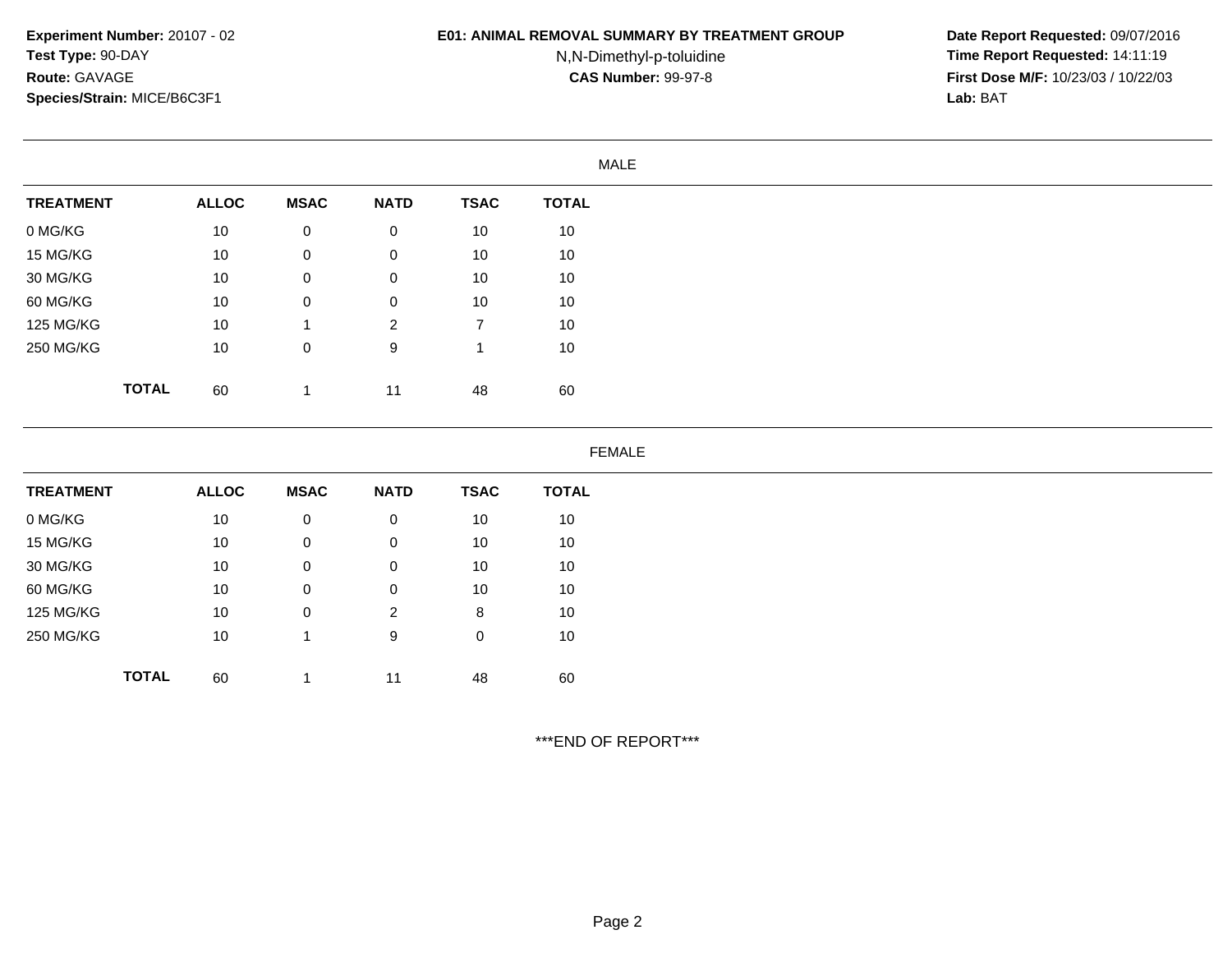**Experiment Number:** 20107 - 02
**Test Type:** 90-DAY
**Route:** GAVAGE
**Species/Strain:** MICE/B6C3F1

**E01: ANIMAL REMOVAL SUMMARY BY TREATMENT GROUP**
N,N-Dimethyl-p-toluidine
**CAS Number:** 99-97-8

**Date Report Requested:** 09/07/2016
**Time Report Requested:** 14:11:19
**First Dose M/F:** 10/23/03 / 10/22/03
**Lab:** BAT

MALE

| TREATMENT | ALLOC | MSAC | NATD | TSAC | TOTAL |
|---|---|---|---|---|---|
| 0 MG/KG | 10 | 0 | 0 | 10 | 10 |
| 15 MG/KG | 10 | 0 | 0 | 10 | 10 |
| 30 MG/KG | 10 | 0 | 0 | 10 | 10 |
| 60 MG/KG | 10 | 0 | 0 | 10 | 10 |
| 125 MG/KG | 10 | 1 | 2 | 7 | 10 |
| 250 MG/KG | 10 | 0 | 9 | 1 | 10 |
| **TOTAL** | 60 | 1 | 11 | 48 | 60 |

FEMALE

| TREATMENT | ALLOC | MSAC | NATD | TSAC | TOTAL |
|---|---|---|---|---|---|
| 0 MG/KG | 10 | 0 | 0 | 10 | 10 |
| 15 MG/KG | 10 | 0 | 0 | 10 | 10 |
| 30 MG/KG | 10 | 0 | 0 | 10 | 10 |
| 60 MG/KG | 10 | 0 | 0 | 10 | 10 |
| 125 MG/KG | 10 | 0 | 2 | 8 | 10 |
| 250 MG/KG | 10 | 1 | 9 | 0 | 10 |
| **TOTAL** | 60 | 1 | 11 | 48 | 60 |

***END OF REPORT***